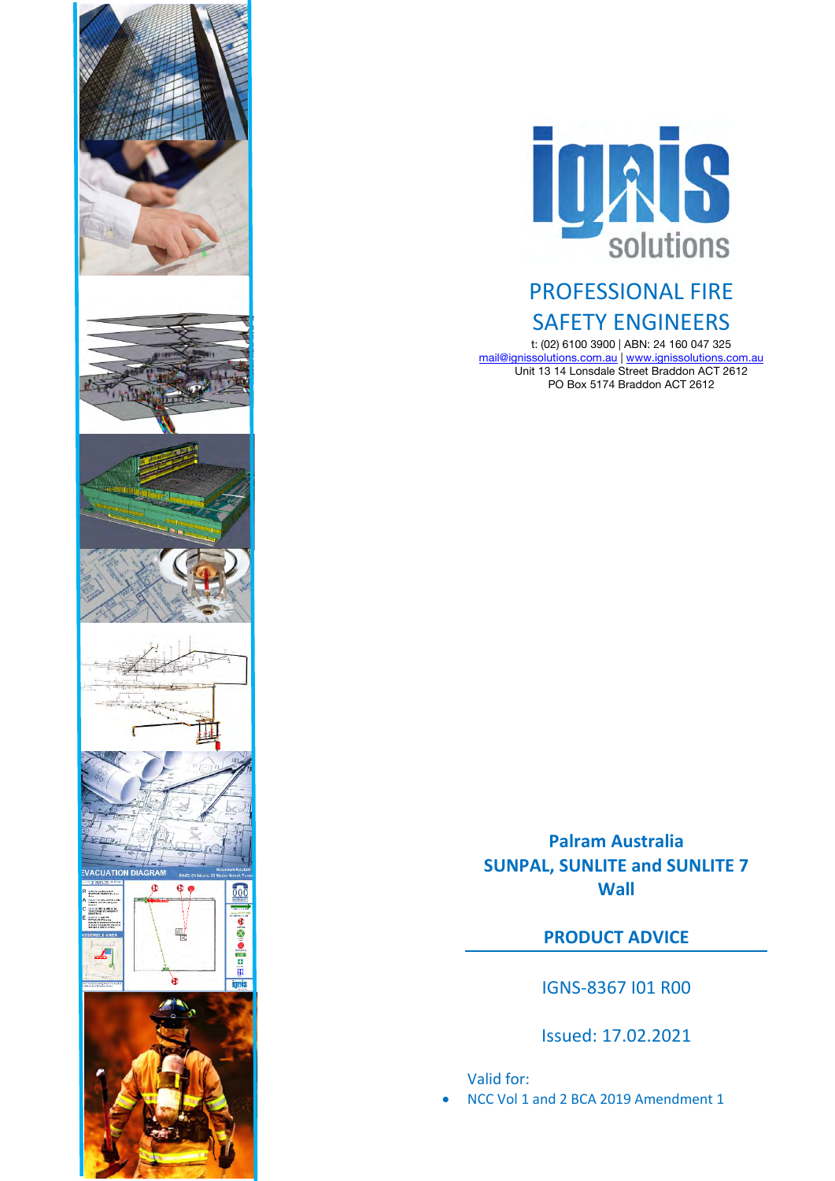ignis solutions

PROFESSIONAL FIRE SAFETY ENGINEERS

t: (02) 6100 3900 | ABN: 24 160 047 325
mail@ignissolutions.com.au | www.ignissolutions.com.au
Unit 13 14 Lonsdale Street Braddon ACT 2612
PO Box 5174 Braddon ACT 2612

# Palram Australia
# SUNPAL, SUNLITE and SUNLITE 7 Wall

## PRODUCT ADVICE

IGNS-8367 I01 R00

Issued: 17.02.2021

Valid for:

- NCC Vol 1 and 2 BCA 2019 Amendment 1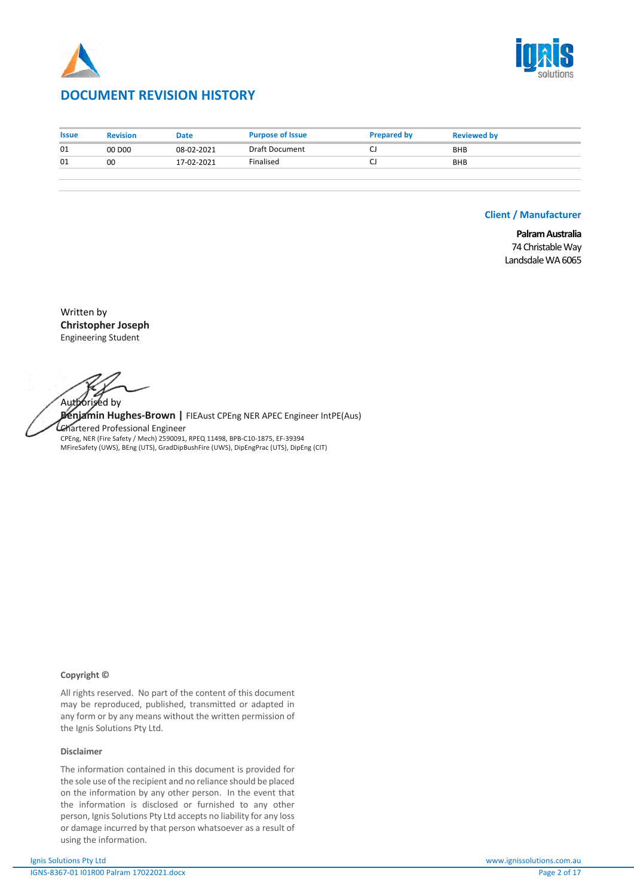## DOCUMENT REVISION HISTORY

| Issue | Revision | Date | Purpose of Issue | Prepared by | Reviewed by |
|---|---|---|---|---|---|
| 01 | 00 D00 | 08-02-2021 | Draft Document | CJ | BHB |
| 01 | 00 | 17-02-2021 | Finalised | CJ | BHB |

### Client / Manufacturer

**Palram Australia**
74 Christable Way
Landsdale WA 6065

Written by
**Christopher Joseph**
Engineering Student

Authorised by
**Benjamin Hughes-Brown |** FIEAust CPEng NER APEC Engineer IntPE(Aus)
Chartered Professional Engineer
CPEng, NER (Fire Safety / Mech) 2590091, RPEQ 11498, BPB-C10-1875, EF-39394
MFireSafety (UWS), BEng (UTS), GradDipBushFire (UWS), DipEngPrac (UTS), DipEng (CIT)

**Copyright ©**

All rights reserved. No part of the content of this document may be reproduced, published, transmitted or adapted in any form or by any means without the written permission of the Ignis Solutions Pty Ltd.

**Disclaimer**

The information contained in this document is provided for the sole use of the recipient and no reliance should be placed on the information by any other person. In the event that the information is disclosed or furnished to any other person, Ignis Solutions Pty Ltd accepts no liability for any loss or damage incurred by that person whatsoever as a result of using the information.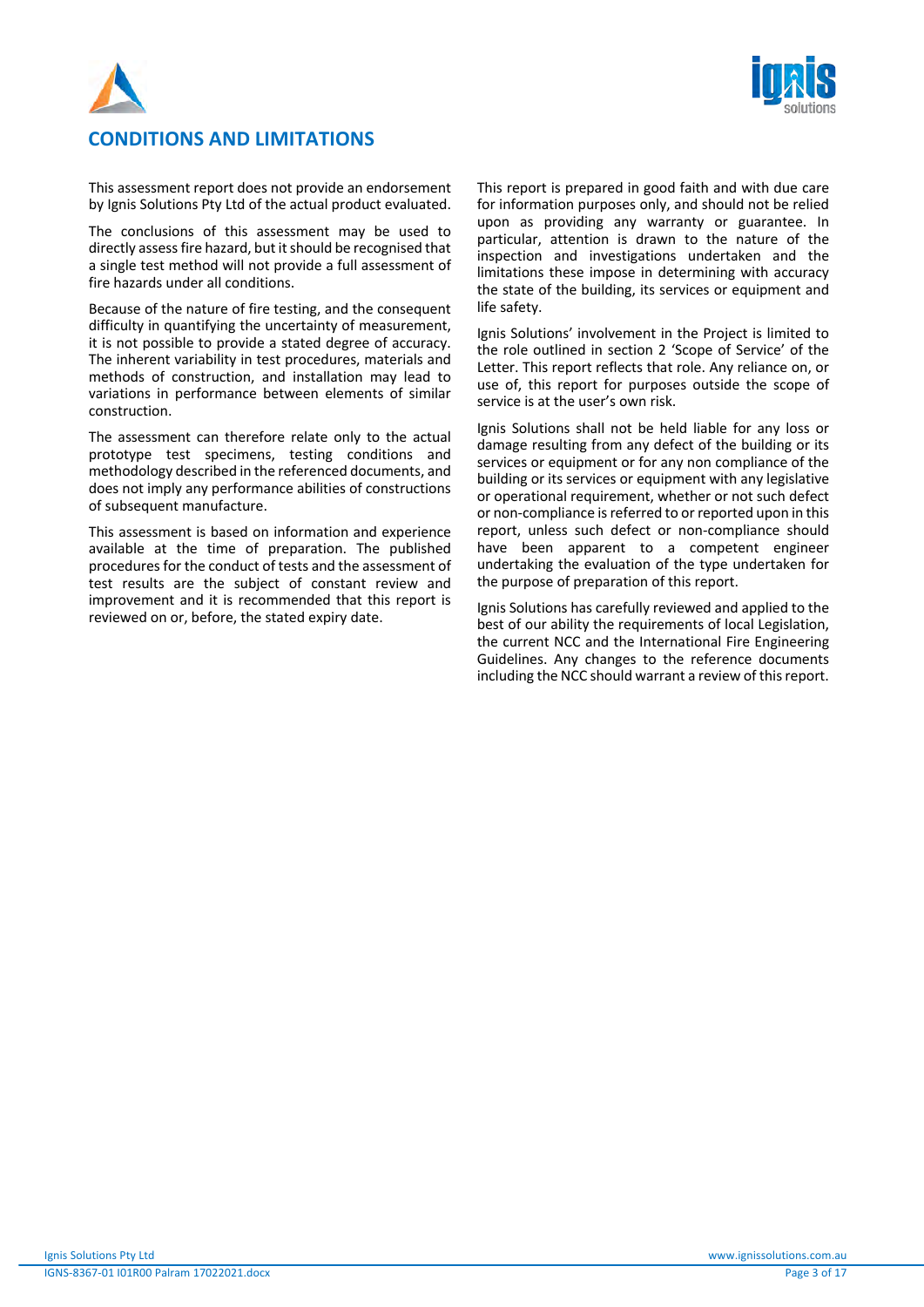# CONDITIONS AND LIMITATIONS

This assessment report does not provide an endorsement by Ignis Solutions Pty Ltd of the actual product evaluated.

The conclusions of this assessment may be used to directly assess fire hazard, but it should be recognised that a single test method will not provide a full assessment of fire hazards under all conditions.

Because of the nature of fire testing, and the consequent difficulty in quantifying the uncertainty of measurement, it is not possible to provide a stated degree of accuracy. The inherent variability in test procedures, materials and methods of construction, and installation may lead to variations in performance between elements of similar construction.

The assessment can therefore relate only to the actual prototype test specimens, testing conditions and methodology described in the referenced documents, and does not imply any performance abilities of constructions of subsequent manufacture.

This assessment is based on information and experience available at the time of preparation. The published procedures for the conduct of tests and the assessment of test results are the subject of constant review and improvement and it is recommended that this report is reviewed on or, before, the stated expiry date.

This report is prepared in good faith and with due care for information purposes only, and should not be relied upon as providing any warranty or guarantee. In particular, attention is drawn to the nature of the inspection and investigations undertaken and the limitations these impose in determining with accuracy the state of the building, its services or equipment and life safety.

Ignis Solutions' involvement in the Project is limited to the role outlined in section 2 'Scope of Service' of the Letter. This report reflects that role. Any reliance on, or use of, this report for purposes outside the scope of service is at the user's own risk.

Ignis Solutions shall not be held liable for any loss or damage resulting from any defect of the building or its services or equipment or for any non compliance of the building or its services or equipment with any legislative or operational requirement, whether or not such defect or non-compliance is referred to or reported upon in this report, unless such defect or non-compliance should have been apparent to a competent engineer undertaking the evaluation of the type undertaken for the purpose of preparation of this report.

Ignis Solutions has carefully reviewed and applied to the best of our ability the requirements of local Legislation, the current NCC and the International Fire Engineering Guidelines. Any changes to the reference documents including the NCC should warrant a review of this report.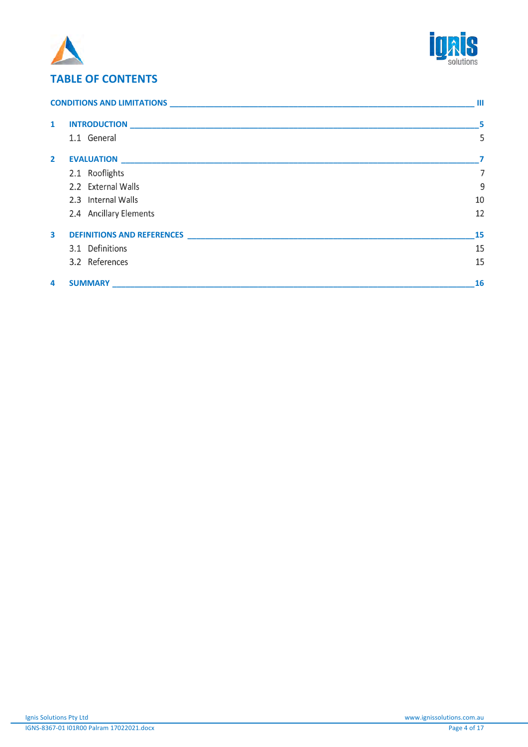## TABLE OF CONTENTS

**CONDITIONS AND LIMITATIONS** ______ **III**

**1 INTRODUCTION** ______ **5**

1.1 General 5

**2 EVALUATION** ______ **7**

2.1 Rooflights 7

2.2 External Walls 9

2.3 Internal Walls 10

2.4 Ancillary Elements 12

**3 DEFINITIONS AND REFERENCES** ______ **15**

3.1 Definitions 15

3.2 References 15

**4 SUMMARY** ______ **16**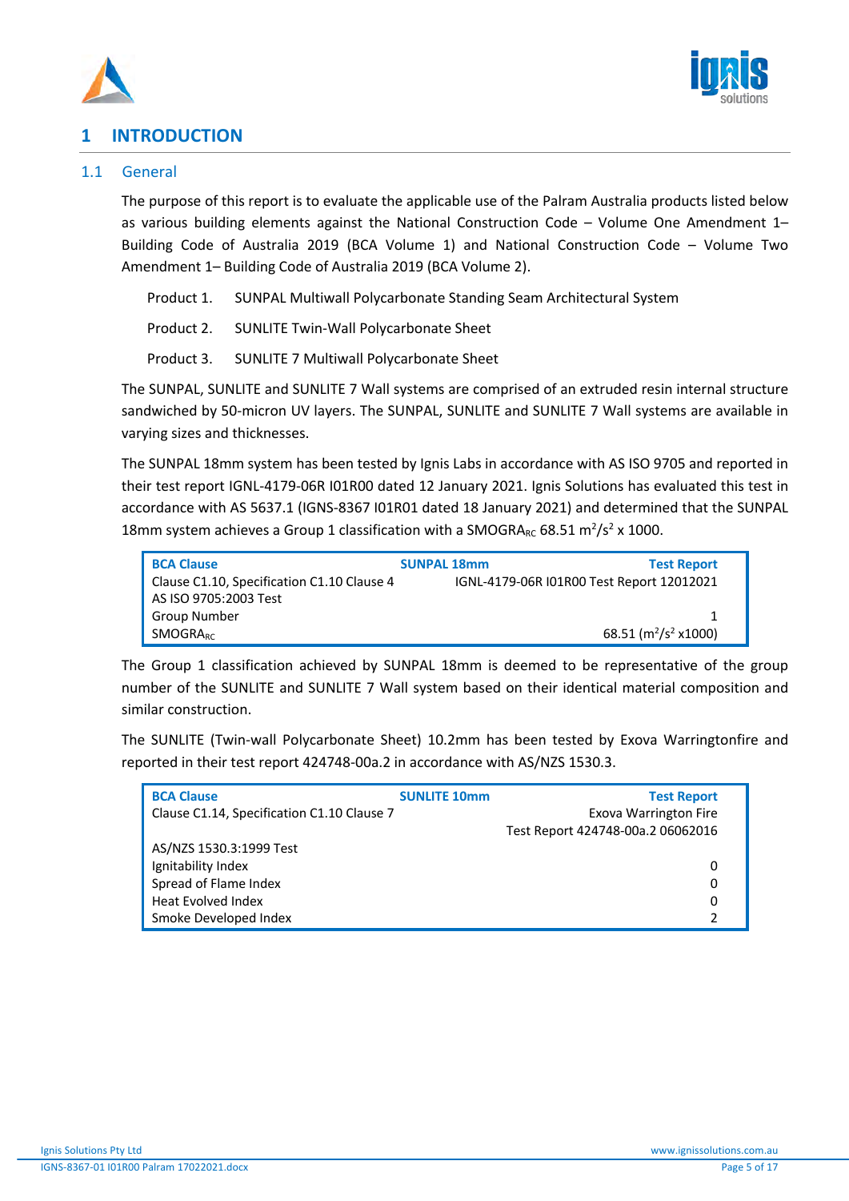# 1 INTRODUCTION

## 1.1 General

The purpose of this report is to evaluate the applicable use of the Palram Australia products listed below as various building elements against the National Construction Code – Volume One Amendment 1– Building Code of Australia 2019 (BCA Volume 1) and National Construction Code – Volume Two Amendment 1– Building Code of Australia 2019 (BCA Volume 2).

Product 1. SUNPAL Multiwall Polycarbonate Standing Seam Architectural System

Product 2. SUNLITE Twin-Wall Polycarbonate Sheet

Product 3. SUNLITE 7 Multiwall Polycarbonate Sheet

The SUNPAL, SUNLITE and SUNLITE 7 Wall systems are comprised of an extruded resin internal structure sandwiched by 50-micron UV layers. The SUNPAL, SUNLITE and SUNLITE 7 Wall systems are available in varying sizes and thicknesses.

The SUNPAL 18mm system has been tested by Ignis Labs in accordance with AS ISO 9705 and reported in their test report IGNL-4179-06R I01R00 dated 12 January 2021. Ignis Solutions has evaluated this test in accordance with AS 5637.1 (IGNS-8367 I01R01 dated 18 January 2021) and determined that the SUNPAL 18mm system achieves a Group 1 classification with a $SMOGRA_{RC}$ 68.51 $m^2/s^2$ x 1000.

| BCA Clause | SUNPAL 18mm | Test Report |
|---|---|---|
| Clause C1.10, Specification C1.10 Clause 4 | | IGNL-4179-06R I01R00 Test Report 12012021 |
| AS ISO 9705:2003 Test | | |
| Group Number | | 1 |
| $SMOGRA_{RC}$ | | 68.51 ($m^2/s^2$ x1000) |

The Group 1 classification achieved by SUNPAL 18mm is deemed to be representative of the group number of the SUNLITE and SUNLITE 7 Wall system based on their identical material composition and similar construction.

The SUNLITE (Twin-wall Polycarbonate Sheet) 10.2mm has been tested by Exova Warringtonfire and reported in their test report 424748-00a.2 in accordance with AS/NZS 1530.3.

| BCA Clause | SUNLITE 10mm | Test Report |
|---|---|---|
| Clause C1.14, Specification C1.10 Clause 7 | | Exova Warrington Fire<br>Test Report 424748-00a.2 06062016 |
| AS/NZS 1530.3:1999 Test | | |
| Ignitability Index | | 0 |
| Spread of Flame Index | | 0 |
| Heat Evolved Index | | 0 |
| Smoke Developed Index | | 2 |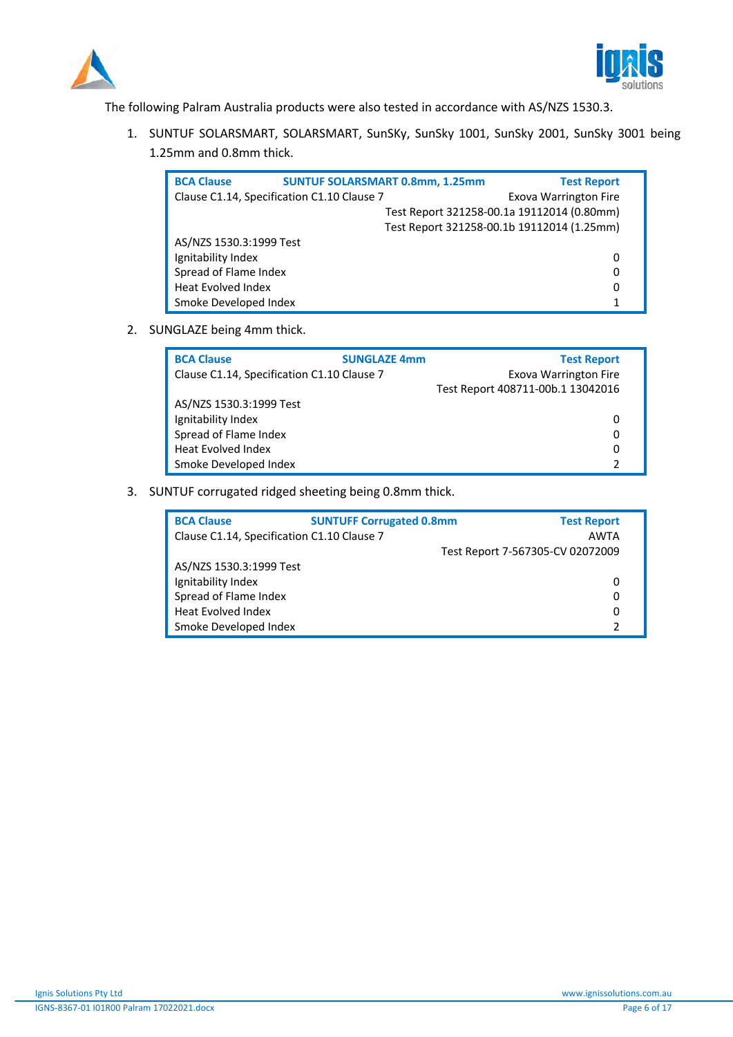The following Palram Australia products were also tested in accordance with AS/NZS 1530.3.

1. SUNTUF SOLARSMART, SOLARSMART, SunSKy, SunSky 1001, SunSky 2001, SunSky 3001 being 1.25mm and 0.8mm thick.

| BCA Clause | SUNTUF SOLARSMART 0.8mm, 1.25mm | Test Report |
|---|---|---|
| Clause C1.14, Specification C1.10 Clause 7 | | Exova Warrington Fire |
| | | Test Report 321258-00.1a 19112014 (0.80mm) |
| | | Test Report 321258-00.1b 19112014 (1.25mm) |
| AS/NZS 1530.3:1999 Test | | |
| Ignitability Index | | 0 |
| Spread of Flame Index | | 0 |
| Heat Evolved Index | | 0 |
| Smoke Developed Index | | 1 |

2. SUNGLAZE being 4mm thick.

| BCA Clause | SUNGLAZE 4mm | Test Report |
|---|---|---|
| Clause C1.14, Specification C1.10 Clause 7 | | Exova Warrington Fire |
| | | Test Report 408711-00b.1 13042016 |
| AS/NZS 1530.3:1999 Test | | |
| Ignitability Index | | 0 |
| Spread of Flame Index | | 0 |
| Heat Evolved Index | | 0 |
| Smoke Developed Index | | 2 |

3. SUNTUF corrugated ridged sheeting being 0.8mm thick.

| BCA Clause | SUNTUFF Corrugated 0.8mm | Test Report |
|---|---|---|
| Clause C1.14, Specification C1.10 Clause 7 | | AWTA |
| | | Test Report 7-567305-CV 02072009 |
| AS/NZS 1530.3:1999 Test | | |
| Ignitability Index | | 0 |
| Spread of Flame Index | | 0 |
| Heat Evolved Index | | 0 |
| Smoke Developed Index | | 2 |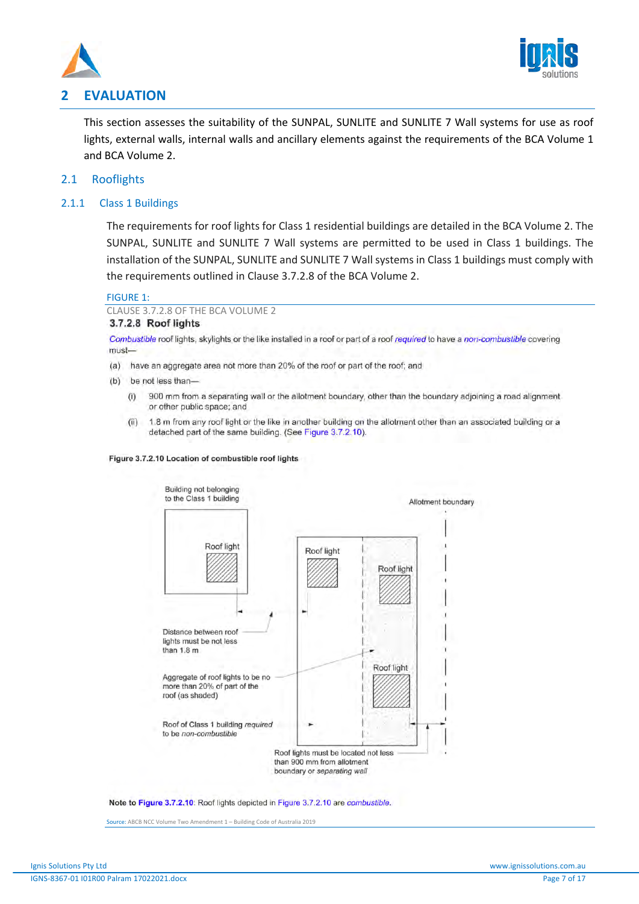## 2 EVALUATION

This section assesses the suitability of the SUNPAL, SUNLITE and SUNLITE 7 Wall systems for use as roof lights, external walls, internal walls and ancillary elements against the requirements of the BCA Volume 1 and BCA Volume 2.

### 2.1 Rooflights

#### 2.1.1 Class 1 Buildings

The requirements for roof lights for Class 1 residential buildings are detailed in the BCA Volume 2. The SUNPAL, SUNLITE and SUNLITE 7 Wall systems are permitted to be used in Class 1 buildings. The installation of the SUNPAL, SUNLITE and SUNLITE 7 Wall systems in Class 1 buildings must comply with the requirements outlined in Clause 3.7.2.8 of the BCA Volume 2.

FIGURE 1:

CLAUSE 3.7.2.8 OF THE BCA VOLUME 2

**3.7.2.8 Roof lights**

*Combustible* roof lights, skylights or the like installed in a roof or part of a roof *required* to have a *non-combustible* covering must—

(a) have an aggregate area not more than 20% of the roof or part of the roof; and

(b) be not less than—

(i) 900 mm from a separating wall or the allotment boundary, other than the boundary adjoining a road alignment or other public space; and

(ii) 1.8 m from any roof light or the like in another building on the allotment other than an associated building or a detached part of the same building. (See Figure 3.7.2.10).

**Figure 3.7.2.10 Location of combustible roof lights**

Building not belonging to the Class 1 building

Allotment boundary

Roof light

Roof light

Roof light

Roof light

Distance between roof lights must be not less than 1.8 m

Aggregate of roof lights to be no more than 20% of part of the roof (as shaded)

Roof of Class 1 building *required* to be *non-combustible*

Roof lights must be located not less than 900 mm from allotment boundary or *separating wall*

**Note to Figure 3.7.2.10**: Roof lights depicted in Figure 3.7.2.10 are *combustible*.

Source: ABCB NCC Volume Two Amendment 1 – Building Code of Australia 2019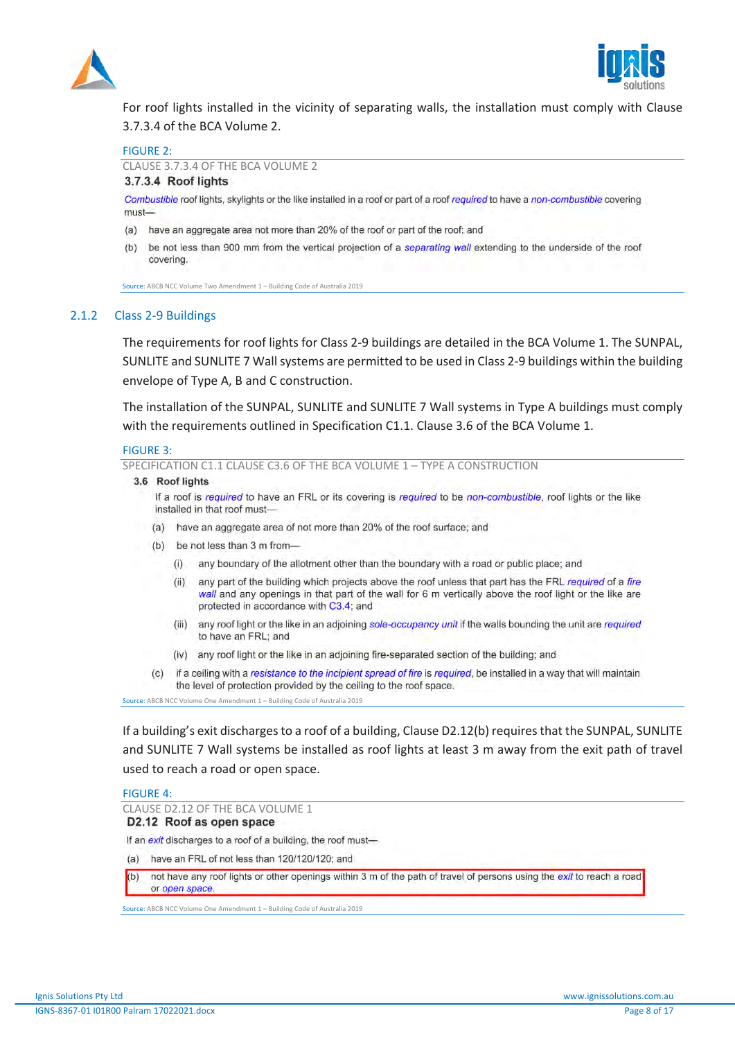For roof lights installed in the vicinity of separating walls, the installation must comply with Clause 3.7.3.4 of the BCA Volume 2.

FIGURE 2:

CLAUSE 3.7.3.4 OF THE BCA VOLUME 2

**3.7.3.4 Roof lights**

*Combustible* roof lights, skylights or the like installed in a roof or part of a roof *required* to have a *non-combustible* covering must—

(a) have an aggregate area not more than 20% of the roof or part of the roof; and

(b) be not less than 900 mm from the vertical projection of a *separating wall* extending to the underside of the roof covering.

Source: ABCB NCC Volume Two Amendment 1 – Building Code of Australia 2019

### 2.1.2 Class 2-9 Buildings

The requirements for roof lights for Class 2-9 buildings are detailed in the BCA Volume 1. The SUNPAL, SUNLITE and SUNLITE 7 Wall systems are permitted to be used in Class 2-9 buildings within the building envelope of Type A, B and C construction.

The installation of the SUNPAL, SUNLITE and SUNLITE 7 Wall systems in Type A buildings must comply with the requirements outlined in Specification C1.1. Clause 3.6 of the BCA Volume 1.

FIGURE 3:

SPECIFICATION C1.1 CLAUSE C3.6 OF THE BCA VOLUME 1 – TYPE A CONSTRUCTION

**3.6 Roof lights**

If a roof is *required* to have an FRL or its covering is *required* to be *non-combustible*, roof lights or the like installed in that roof must—

(a) have an aggregate area of not more than 20% of the roof surface; and

(b) be not less than 3 m from—

  (i) any boundary of the allotment other than the boundary with a road or public place; and

  (ii) any part of the building which projects above the roof unless that part has the FRL *required* of a *fire wall* and any openings in that part of the wall for 6 m vertically above the roof light or the like are protected in accordance with C3.4; and

  (iii) any roof light or the like in an adjoining *sole-occupancy unit* if the walls bounding the unit are *required* to have an FRL; and

  (iv) any roof light or the like in an adjoining fire-separated section of the building; and

(c) if a ceiling with a *resistance to the incipient spread of fire* is *required*, be installed in a way that will maintain the level of protection provided by the ceiling to the roof space.

Source: ABCB NCC Volume One Amendment 1 – Building Code of Australia 2019

If a building's exit discharges to a roof of a building, Clause D2.12(b) requires that the SUNPAL, SUNLITE and SUNLITE 7 Wall systems be installed as roof lights at least 3 m away from the exit path of travel used to reach a road or open space.

FIGURE 4:

CLAUSE D2.12 OF THE BCA VOLUME 1

**D2.12 Roof as open space**

If an *exit* discharges to a roof of a building, the roof must—

(a) have an FRL of not less than 120/120/120; and

(b) not have any roof lights or other openings within 3 m of the path of travel of persons using the *exit* to reach a road or *open space*.

Source: ABCB NCC Volume One Amendment 1 – Building Code of Australia 2019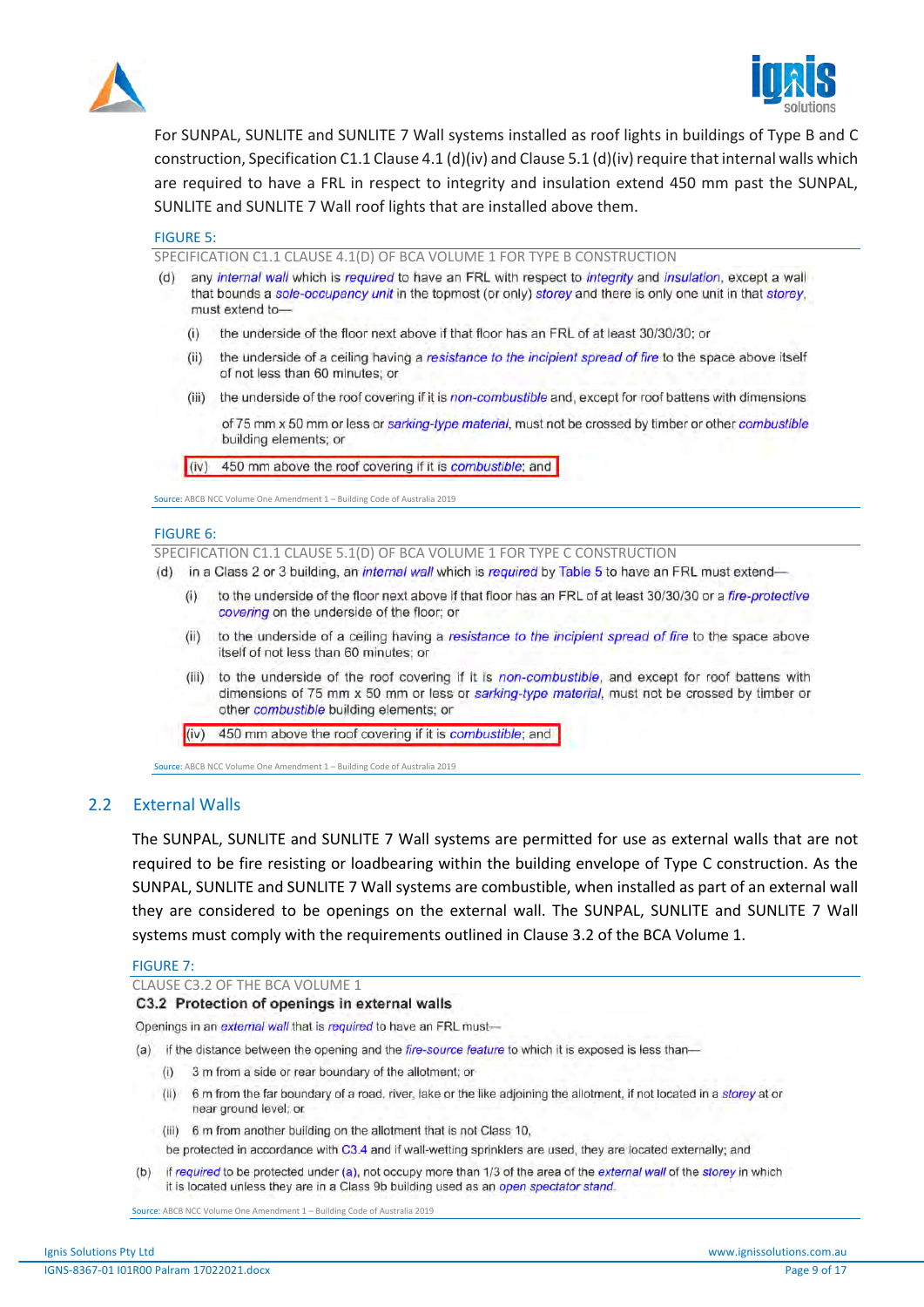For SUNPAL, SUNLITE and SUNLITE 7 Wall systems installed as roof lights in buildings of Type B and C construction, Specification C1.1 Clause 4.1 (d)(iv) and Clause 5.1 (d)(iv) require that internal walls which are required to have a FRL in respect to integrity and insulation extend 450 mm past the SUNPAL, SUNLITE and SUNLITE 7 Wall roof lights that are installed above them.

FIGURE 5:

SPECIFICATION C1.1 CLAUSE 4.1(D) OF BCA VOLUME 1 FOR TYPE B CONSTRUCTION

(d) any *internal wall* which is *required* to have an FRL with respect to *integrity* and *insulation*, except a wall that bounds a *sole-occupancy unit* in the topmost (or only) *storey* and there is only one unit in that *storey*, must extend to—

(i) the underside of the floor next above if that floor has an FRL of at least 30/30/30; or

(ii) the underside of a ceiling having a *resistance to the incipient spread of fire* to the space above itself of not less than 60 minutes; or

(iii) the underside of the roof covering if it is *non-combustible* and, except for roof battens with dimensions of 75 mm x 50 mm or less or *sarking-type material*, must not be crossed by timber or other *combustible* building elements; or

(iv) 450 mm above the roof covering if it is *combustible*; and

Source: ABCB NCC Volume One Amendment 1 – Building Code of Australia 2019

FIGURE 6:

SPECIFICATION C1.1 CLAUSE 5.1(D) OF BCA VOLUME 1 FOR TYPE C CONSTRUCTION

(d) in a Class 2 or 3 building, an *internal wall* which is *required* by Table 5 to have an FRL must extend—

(i) to the underside of the floor next above if that floor has an FRL of at least 30/30/30 or a *fire-protective covering* on the underside of the floor; or

(ii) to the underside of a ceiling having a *resistance to the incipient spread of fire* to the space above itself of not less than 60 minutes; or

(iii) to the underside of the roof covering if it is *non-combustible*, and except for roof battens with dimensions of 75 mm x 50 mm or less or *sarking-type material*, must not be crossed by timber or other *combustible* building elements; or

(iv) 450 mm above the roof covering if it is *combustible*; and

Source: ABCB NCC Volume One Amendment 1 – Building Code of Australia 2019

## 2.2 External Walls

The SUNPAL, SUNLITE and SUNLITE 7 Wall systems are permitted for use as external walls that are not required to be fire resisting or loadbearing within the building envelope of Type C construction. As the SUNPAL, SUNLITE and SUNLITE 7 Wall systems are combustible, when installed as part of an external wall they are considered to be openings on the external wall. The SUNPAL, SUNLITE and SUNLITE 7 Wall systems must comply with the requirements outlined in Clause 3.2 of the BCA Volume 1.

FIGURE 7:

CLAUSE C3.2 OF THE BCA VOLUME 1

**C3.2 Protection of openings in external walls**

Openings in an *external wall* that is *required* to have an FRL must—

(a) if the distance between the opening and the *fire-source feature* to which it is exposed is less than—

(i) 3 m from a side or rear boundary of the allotment; or

(ii) 6 m from the far boundary of a road, river, lake or the like adjoining the allotment, if not located in a *storey* at or near ground level; or

(iii) 6 m from another building on the allotment that is not Class 10,

be protected in accordance with C3.4 and if wall-wetting sprinklers are used, they are located externally; and

(b) if *required* to be protected under (a), not occupy more than 1/3 of the area of the *external wall* of the *storey* in which it is located unless they are in a Class 9b building used as an *open spectator stand*.

Source: ABCB NCC Volume One Amendment 1 – Building Code of Australia 2019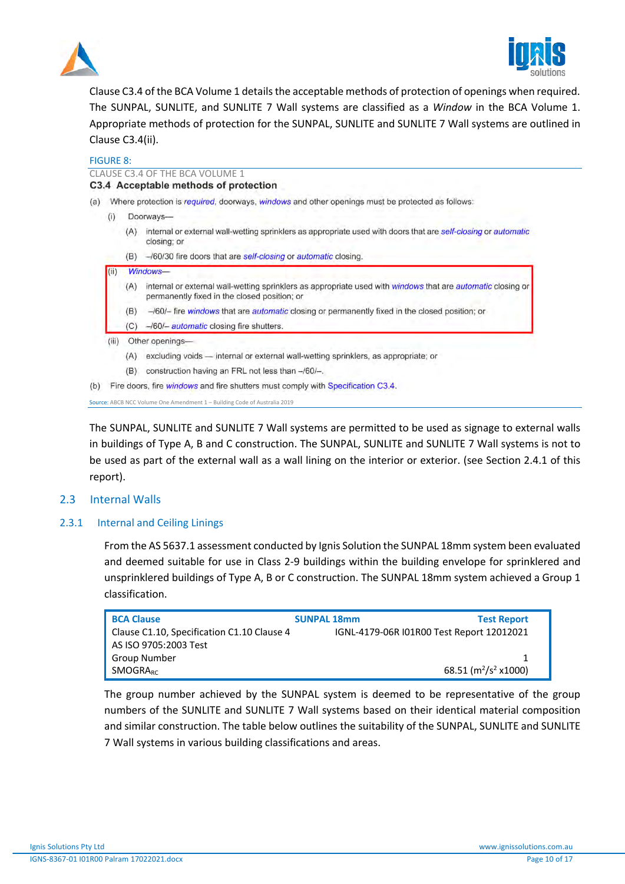Clause C3.4 of the BCA Volume 1 details the acceptable methods of protection of openings when required. The SUNPAL, SUNLITE, and SUNLITE 7 Wall systems are classified as a *Window* in the BCA Volume 1. Appropriate methods of protection for the SUNPAL, SUNLITE and SUNLITE 7 Wall systems are outlined in Clause C3.4(ii).

FIGURE 8:

CLAUSE C3.4 OF THE BCA VOLUME 1

**C3.4 Acceptable methods of protection**

(a) Where protection is *required*, doorways, *windows* and other openings must be protected as follows:

(i) Doorways—

(A) internal or external wall-wetting sprinklers as appropriate used with doors that are *self-closing* or *automatic* closing; or

(B) –/60/30 fire doors that are *self-closing* or *automatic* closing.

(ii) *Windows*—

(A) internal or external wall-wetting sprinklers as appropriate used with *windows* that are *automatic* closing or permanently fixed in the closed position; or

(B) –/60/– fire *windows* that are *automatic* closing or permanently fixed in the closed position; or

(C) –/60/– *automatic* closing fire shutters.

(iii) Other openings—

(A) excluding voids — internal or external wall-wetting sprinklers, as appropriate; or

(B) construction having an FRL not less than –/60/–.

(b) Fire doors, fire *windows* and fire shutters must comply with Specification C3.4.

Source: ABCB NCC Volume One Amendment 1 – Building Code of Australia 2019

The SUNPAL, SUNLITE and SUNLITE 7 Wall systems are permitted to be used as signage to external walls in buildings of Type A, B and C construction. The SUNPAL, SUNLITE and SUNLITE 7 Wall systems is not to be used as part of the external wall as a wall lining on the interior or exterior. (see Section 2.4.1 of this report).

## 2.3 Internal Walls

### 2.3.1 Internal and Ceiling Linings

From the AS 5637.1 assessment conducted by Ignis Solution the SUNPAL 18mm system been evaluated and deemed suitable for use in Class 2-9 buildings within the building envelope for sprinklered and unsprinklered buildings of Type A, B or C construction. The SUNPAL 18mm system achieved a Group 1 classification.

| BCA Clause | SUNPAL 18mm | Test Report |
|---|---|---|
| Clause C1.10, Specification C1.10 Clause 4 | | IGNL-4179-06R I01R00 Test Report 12012021 |
| AS ISO 9705:2003 Test | | |
| Group Number | | 1 |
| $SMOGRA_{RC}$ | | 68.51 ($m^2/s^2$ x1000) |

The group number achieved by the SUNPAL system is deemed to be representative of the group numbers of the SUNLITE and SUNLITE 7 Wall systems based on their identical material composition and similar construction. The table below outlines the suitability of the SUNPAL, SUNLITE and SUNLITE 7 Wall systems in various building classifications and areas.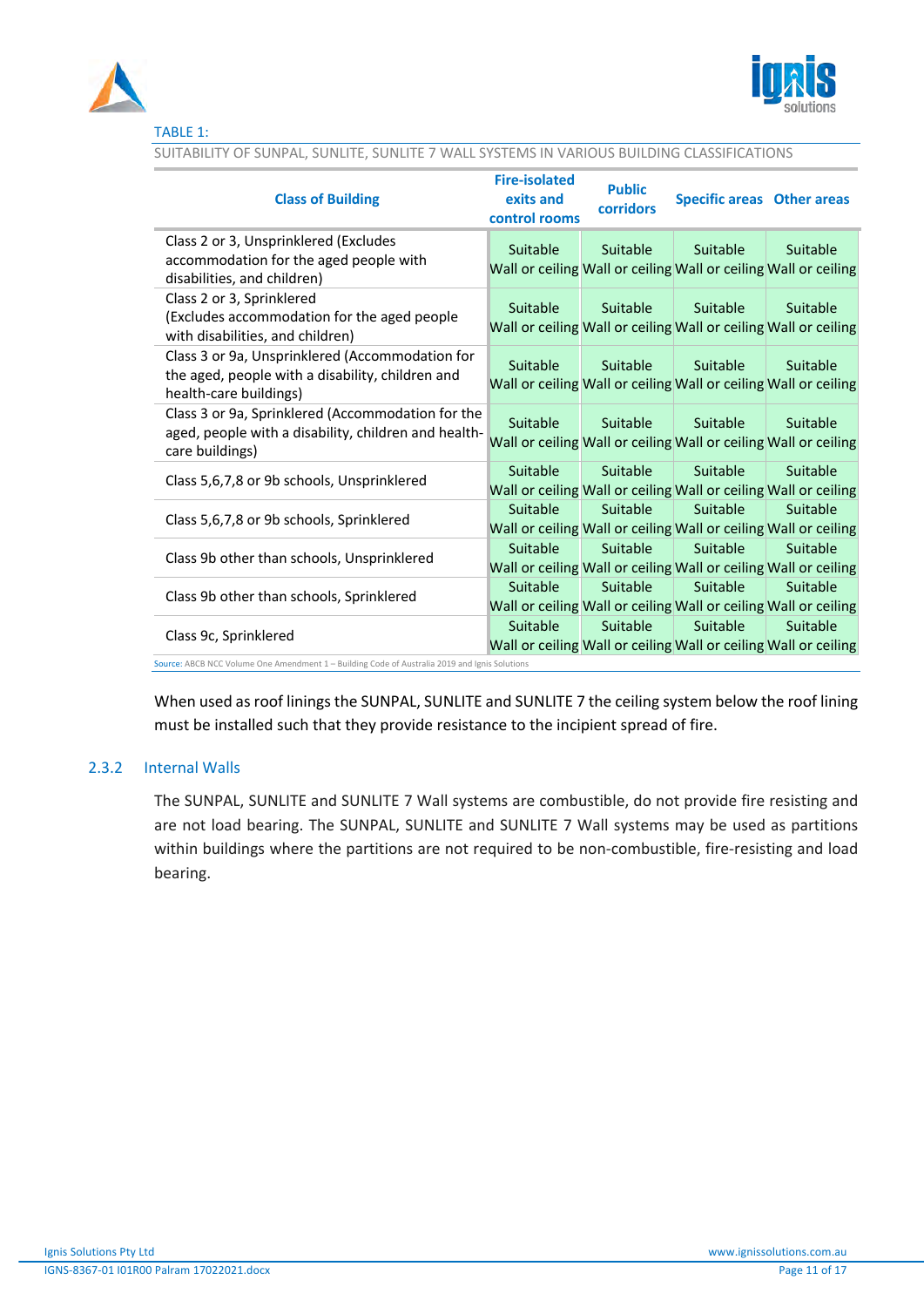TABLE 1:

SUITABILITY OF SUNPAL, SUNLITE, SUNLITE 7 WALL SYSTEMS IN VARIOUS BUILDING CLASSIFICATIONS

| Class of Building | Fire-isolated exits and control rooms | Public corridors | Specific areas | Other areas |
|---|---|---|---|---|
| Class 2 or 3, Unsprinklered (Excludes accommodation for the aged people with disabilities, and children) | Suitable Wall or ceiling | Suitable Wall or ceiling | Suitable Wall or ceiling | Suitable Wall or ceiling |
| Class 2 or 3, Sprinklered (Excludes accommodation for the aged people with disabilities, and children) | Suitable Wall or ceiling | Suitable Wall or ceiling | Suitable Wall or ceiling | Suitable Wall or ceiling |
| Class 3 or 9a, Unsprinklered (Accommodation for the aged, people with a disability, children and health-care buildings) | Suitable Wall or ceiling | Suitable Wall or ceiling | Suitable Wall or ceiling | Suitable Wall or ceiling |
| Class 3 or 9a, Sprinklered (Accommodation for the aged, people with a disability, children and health-care buildings) | Suitable Wall or ceiling | Suitable Wall or ceiling | Suitable Wall or ceiling | Suitable Wall or ceiling |
| Class 5,6,7,8 or 9b schools, Unsprinklered | Suitable Wall or ceiling | Suitable Wall or ceiling | Suitable Wall or ceiling | Suitable Wall or ceiling |
| Class 5,6,7,8 or 9b schools, Sprinklered | Suitable Wall or ceiling | Suitable Wall or ceiling | Suitable Wall or ceiling | Suitable Wall or ceiling |
| Class 9b other than schools, Unsprinklered | Suitable Wall or ceiling | Suitable Wall or ceiling | Suitable Wall or ceiling | Suitable Wall or ceiling |
| Class 9b other than schools, Sprinklered | Suitable Wall or ceiling | Suitable Wall or ceiling | Suitable Wall or ceiling | Suitable Wall or ceiling |
| Class 9c, Sprinklered | Suitable Wall or ceiling | Suitable Wall or ceiling | Suitable Wall or ceiling | Suitable Wall or ceiling |

Source: ABCB NCC Volume One Amendment 1 – Building Code of Australia 2019 and Ignis Solutions

When used as roof linings the SUNPAL, SUNLITE and SUNLITE 7 the ceiling system below the roof lining must be installed such that they provide resistance to the incipient spread of fire.

### 2.3.2 Internal Walls

The SUNPAL, SUNLITE and SUNLITE 7 Wall systems are combustible, do not provide fire resisting and are not load bearing. The SUNPAL, SUNLITE and SUNLITE 7 Wall systems may be used as partitions within buildings where the partitions are not required to be non-combustible, fire-resisting and load bearing.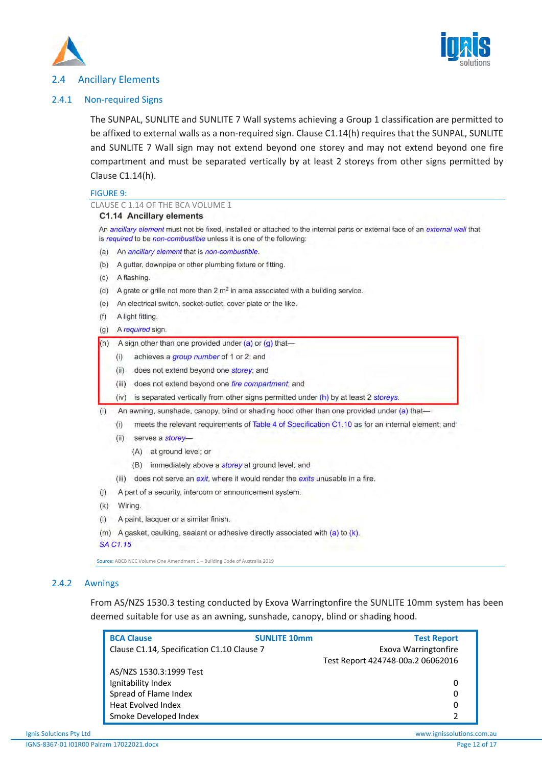## 2.4 Ancillary Elements

### 2.4.1 Non-required Signs

The SUNPAL, SUNLITE and SUNLITE 7 Wall systems achieving a Group 1 classification are permitted to be affixed to external walls as a non-required sign. Clause C1.14(h) requires that the SUNPAL, SUNLITE and SUNLITE 7 Wall sign may not extend beyond one storey and may not extend beyond one fire compartment and must be separated vertically by at least 2 storeys from other signs permitted by Clause C1.14(h).

FIGURE 9:

CLAUSE C 1.14 OF THE BCA VOLUME 1

**C1.14 Ancillary elements**

An *ancillary element* must not be fixed, installed or attached to the internal parts or external face of an *external wall* that is *required* to be *non-combustible* unless it is one of the following:

(a) An *ancillary element* that is *non-combustible*.

(b) A gutter, downpipe or other plumbing fixture or fitting.

(c) A flashing.

(d) A grate or grille not more than 2 $m^2$ in area associated with a building service.

(e) An electrical switch, socket-outlet, cover plate or the like.

(f) A light fitting.

(g) A *required* sign.

(h) A sign other than one provided under (a) or (g) that—
  - (i) achieves a *group number* of 1 or 2; and
  - (ii) does not extend beyond one *storey*; and
  - (iii) does not extend beyond one *fire compartment*; and
  - (iv) is separated vertically from other signs permitted under (h) by at least 2 *storeys*.

(i) An awning, sunshade, canopy, blind or shading hood other than one provided under (a) that—
  - (i) meets the relevant requirements of Table 4 of Specification C1.10 as for an internal element; and
  - (ii) serves a *storey*—
    - (A) at ground level; or
    - (B) immediately above a *storey* at ground level; and
  - (iii) does not serve an *exit*, where it would render the *exits* unusable in a fire.

(j) A part of a security, intercom or announcement system.

(k) Wiring.

(l) A paint, lacquer or a similar finish.

(m) A gasket, caulking, sealant or adhesive directly associated with (a) to (k).

*SA C1.15*

Source: ABCB NCC Volume One Amendment 1 – Building Code of Australia 2019

### 2.4.2 Awnings

From AS/NZS 1530.3 testing conducted by Exova Warringtonfire the SUNLITE 10mm system has been deemed suitable for use as an awning, sunshade, canopy, blind or shading hood.

| BCA Clause | SUNLITE 10mm | Test Report |
|---|---|---|
| Clause C1.14, Specification C1.10 Clause 7 | | Exova Warringtonfire<br>Test Report 424748-00a.2 06062016 |
| AS/NZS 1530.3:1999 Test | | |
| Ignitability Index | | 0 |
| Spread of Flame Index | | 0 |
| Heat Evolved Index | | 0 |
| Smoke Developed Index | | 2 |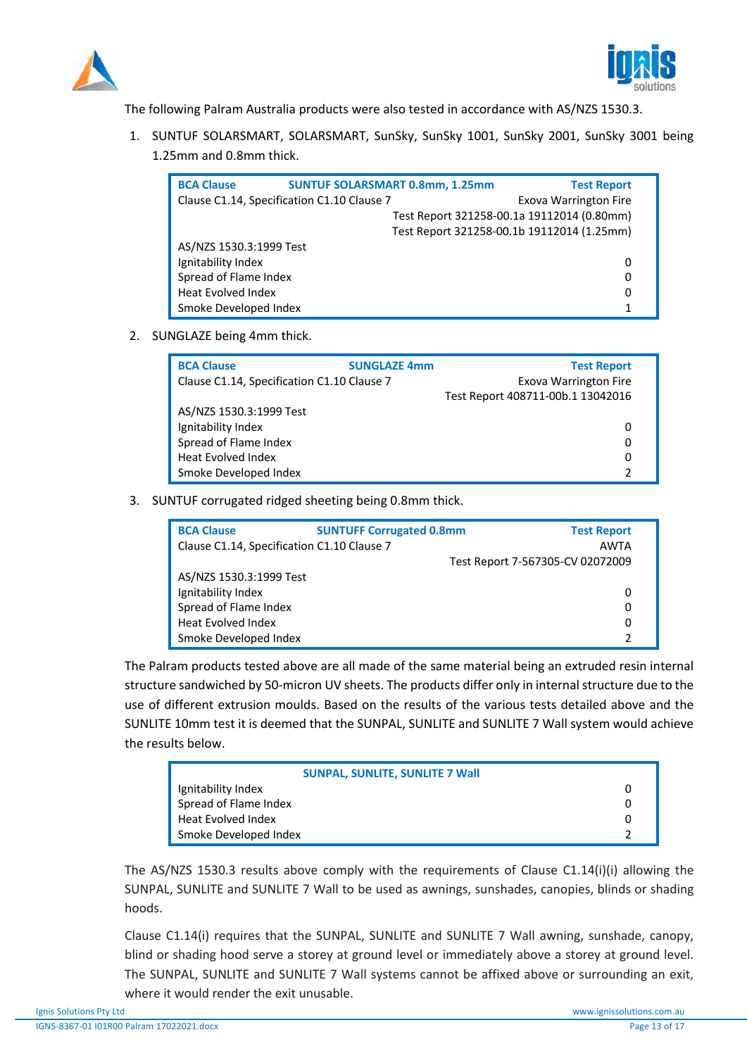The following Palram Australia products were also tested in accordance with AS/NZS 1530.3.

1. SUNTUF SOLARSMART, SOLARSMART, SunSky, SunSky 1001, SunSky 2001, SunSky 3001 being 1.25mm and 0.8mm thick.

| BCA Clause | SUNTUF SOLARSMART 0.8mm, 1.25mm | Test Report |
|---|---|---|
| Clause C1.14, Specification C1.10 Clause 7 | | Exova Warrington Fire |
| | | Test Report 321258-00.1a 19112014 (0.80mm) |
| | | Test Report 321258-00.1b 19112014 (1.25mm) |
| AS/NZS 1530.3:1999 Test | | |
| Ignitability Index | | 0 |
| Spread of Flame Index | | 0 |
| Heat Evolved Index | | 0 |
| Smoke Developed Index | | 1 |

2. SUNGLAZE being 4mm thick.

| BCA Clause | SUNGLAZE 4mm | Test Report |
|---|---|---|
| Clause C1.14, Specification C1.10 Clause 7 | | Exova Warrington Fire |
| | | Test Report 408711-00b.1 13042016 |
| AS/NZS 1530.3:1999 Test | | |
| Ignitability Index | | 0 |
| Spread of Flame Index | | 0 |
| Heat Evolved Index | | 0 |
| Smoke Developed Index | | 2 |

3. SUNTUF corrugated ridged sheeting being 0.8mm thick.

| BCA Clause | SUNTUFF Corrugated 0.8mm | Test Report |
|---|---|---|
| Clause C1.14, Specification C1.10 Clause 7 | | AWTA |
| | | Test Report 7-567305-CV 02072009 |
| AS/NZS 1530.3:1999 Test | | |
| Ignitability Index | | 0 |
| Spread of Flame Index | | 0 |
| Heat Evolved Index | | 0 |
| Smoke Developed Index | | 2 |

The Palram products tested above are all made of the same material being an extruded resin internal structure sandwiched by 50-micron UV sheets. The products differ only in internal structure due to the use of different extrusion moulds. Based on the results of the various tests detailed above and the SUNLITE 10mm test it is deemed that the SUNPAL, SUNLITE and SUNLITE 7 Wall system would achieve the results below.

| SUNPAL, SUNLITE, SUNLITE 7 Wall | |
|---|---|
| Ignitability Index | 0 |
| Spread of Flame Index | 0 |
| Heat Evolved Index | 0 |
| Smoke Developed Index | 2 |

The AS/NZS 1530.3 results above comply with the requirements of Clause C1.14(i)(i) allowing the SUNPAL, SUNLITE and SUNLITE 7 Wall to be used as awnings, sunshades, canopies, blinds or shading hoods.

Clause C1.14(i) requires that the SUNPAL, SUNLITE and SUNLITE 7 Wall awning, sunshade, canopy, blind or shading hood serve a storey at ground level or immediately above a storey at ground level. The SUNPAL, SUNLITE and SUNLITE 7 Wall systems cannot be affixed above or surrounding an exit, where it would render the exit unusable.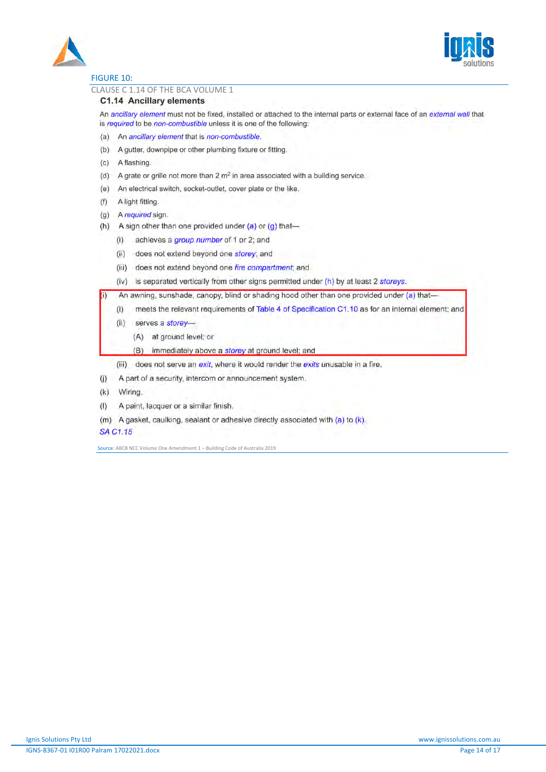FIGURE 10:

CLAUSE C 1.14 OF THE BCA VOLUME 1

### C1.14 Ancillary elements

An *ancillary element* must not be fixed, installed or attached to the internal parts or external face of an *external wall* that is *required* to be *non-combustible* unless it is one of the following:

(a) An *ancillary element* that is *non-combustible*.

(b) A gutter, downpipe or other plumbing fixture or fitting.

(c) A flashing.

(d) A grate or grille not more than 2 $m^2$ in area associated with a building service.

(e) An electrical switch, socket-outlet, cover plate or the like.

(f) A light fitting.

(g) A *required* sign.

(h) A sign other than one provided under (a) or (g) that—

- (i) achieves a *group number* of 1 or 2; and
- (ii) does not extend beyond one *storey*; and
- (iii) does not extend beyond one *fire compartment*; and
- (iv) is separated vertically from other signs permitted under (h) by at least 2 *storeys*.

(i) An awning, sunshade, canopy, blind or shading hood other than one provided under (a) that—

- (i) meets the relevant requirements of Table 4 of Specification C1.10 as for an internal element; and
- (ii) serves a *storey*—
  - (A) at ground level; or
  - (B) immediately above a *storey* at ground level; and
- (iii) does not serve an *exit*, where it would render the *exits* unusable in a fire.

(j) A part of a security, intercom or announcement system.

(k) Wiring.

(l) A paint, lacquer or a similar finish.

(m) A gasket, caulking, sealant or adhesive directly associated with (a) to (k).

*SA C1.15*

Source: ABCB NCC Volume One Amendment 1 – Building Code of Australia 2019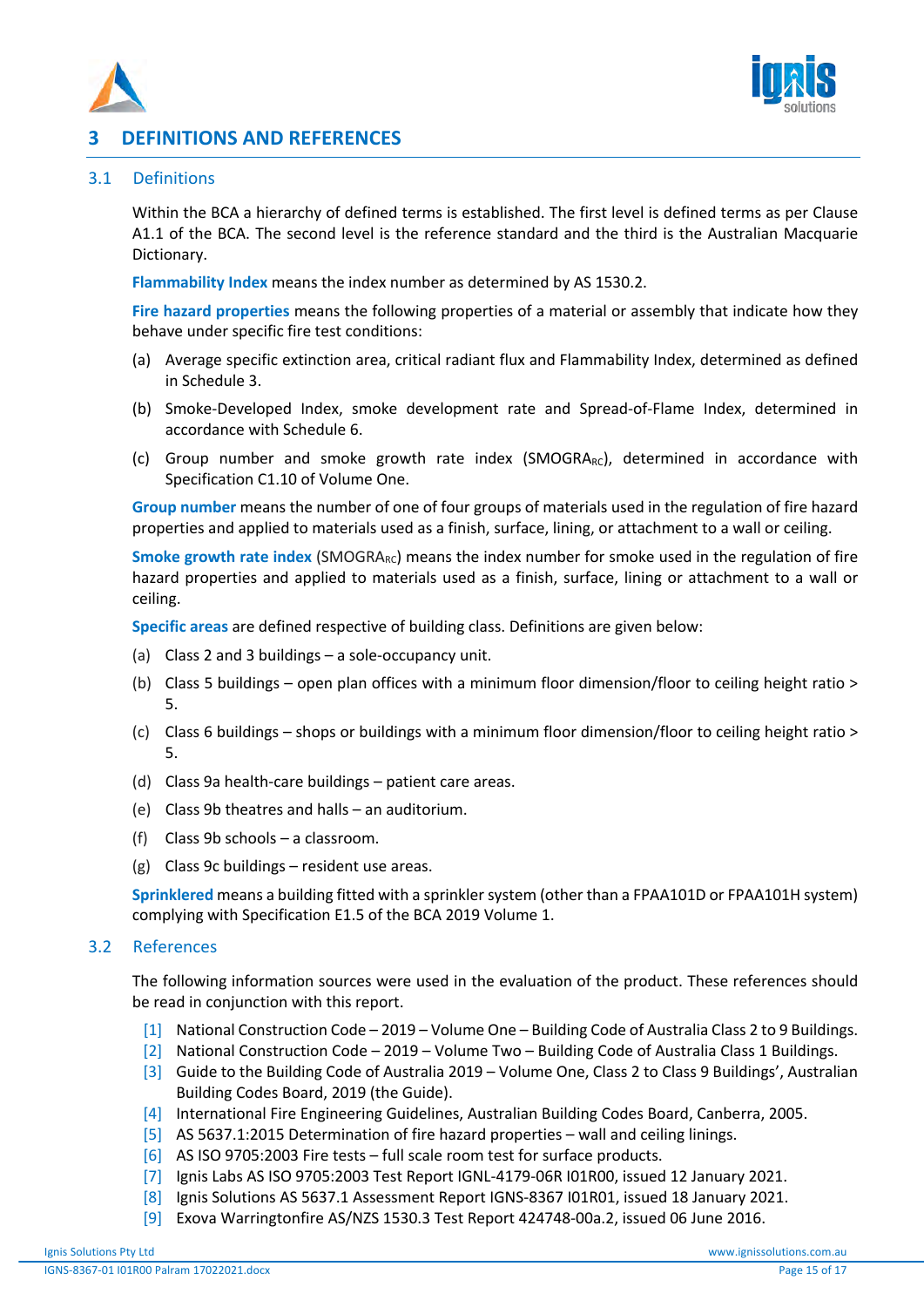# 3 DEFINITIONS AND REFERENCES

## 3.1 Definitions

Within the BCA a hierarchy of defined terms is established. The first level is defined terms as per Clause A1.1 of the BCA. The second level is the reference standard and the third is the Australian Macquarie Dictionary.

**Flammability Index** means the index number as determined by AS 1530.2.

**Fire hazard properties** means the following properties of a material or assembly that indicate how they behave under specific fire test conditions:

(a) Average specific extinction area, critical radiant flux and Flammability Index, determined as defined in Schedule 3.

(b) Smoke-Developed Index, smoke development rate and Spread-of-Flame Index, determined in accordance with Schedule 6.

(c) Group number and smoke growth rate index ($SMOGRA_{RC}$), determined in accordance with Specification C1.10 of Volume One.

**Group number** means the number of one of four groups of materials used in the regulation of fire hazard properties and applied to materials used as a finish, surface, lining, or attachment to a wall or ceiling.

**Smoke growth rate index** ($SMOGRA_{RC}$) means the index number for smoke used in the regulation of fire hazard properties and applied to materials used as a finish, surface, lining or attachment to a wall or ceiling.

**Specific areas** are defined respective of building class. Definitions are given below:

(a) Class 2 and 3 buildings – a sole-occupancy unit.

(b) Class 5 buildings – open plan offices with a minimum floor dimension/floor to ceiling height ratio > 5.

(c) Class 6 buildings – shops or buildings with a minimum floor dimension/floor to ceiling height ratio > 5.

(d) Class 9a health-care buildings – patient care areas.

(e) Class 9b theatres and halls – an auditorium.

(f) Class 9b schools – a classroom.

(g) Class 9c buildings – resident use areas.

**Sprinklered** means a building fitted with a sprinkler system (other than a FPAA101D or FPAA101H system) complying with Specification E1.5 of the BCA 2019 Volume 1.

## 3.2 References

The following information sources were used in the evaluation of the product. These references should be read in conjunction with this report.

[1] National Construction Code – 2019 – Volume One – Building Code of Australia Class 2 to 9 Buildings.
[2] National Construction Code – 2019 – Volume Two – Building Code of Australia Class 1 Buildings.
[3] Guide to the Building Code of Australia 2019 – Volume One, Class 2 to Class 9 Buildings', Australian Building Codes Board, 2019 (the Guide).
[4] International Fire Engineering Guidelines, Australian Building Codes Board, Canberra, 2005.
[5] AS 5637.1:2015 Determination of fire hazard properties – wall and ceiling linings.
[6] AS ISO 9705:2003 Fire tests – full scale room test for surface products.
[7] Ignis Labs AS ISO 9705:2003 Test Report IGNL-4179-06R I01R00, issued 12 January 2021.
[8] Ignis Solutions AS 5637.1 Assessment Report IGNS-8367 I01R01, issued 18 January 2021.
[9] Exova Warringtonfire AS/NZS 1530.3 Test Report 424748-00a.2, issued 06 June 2016.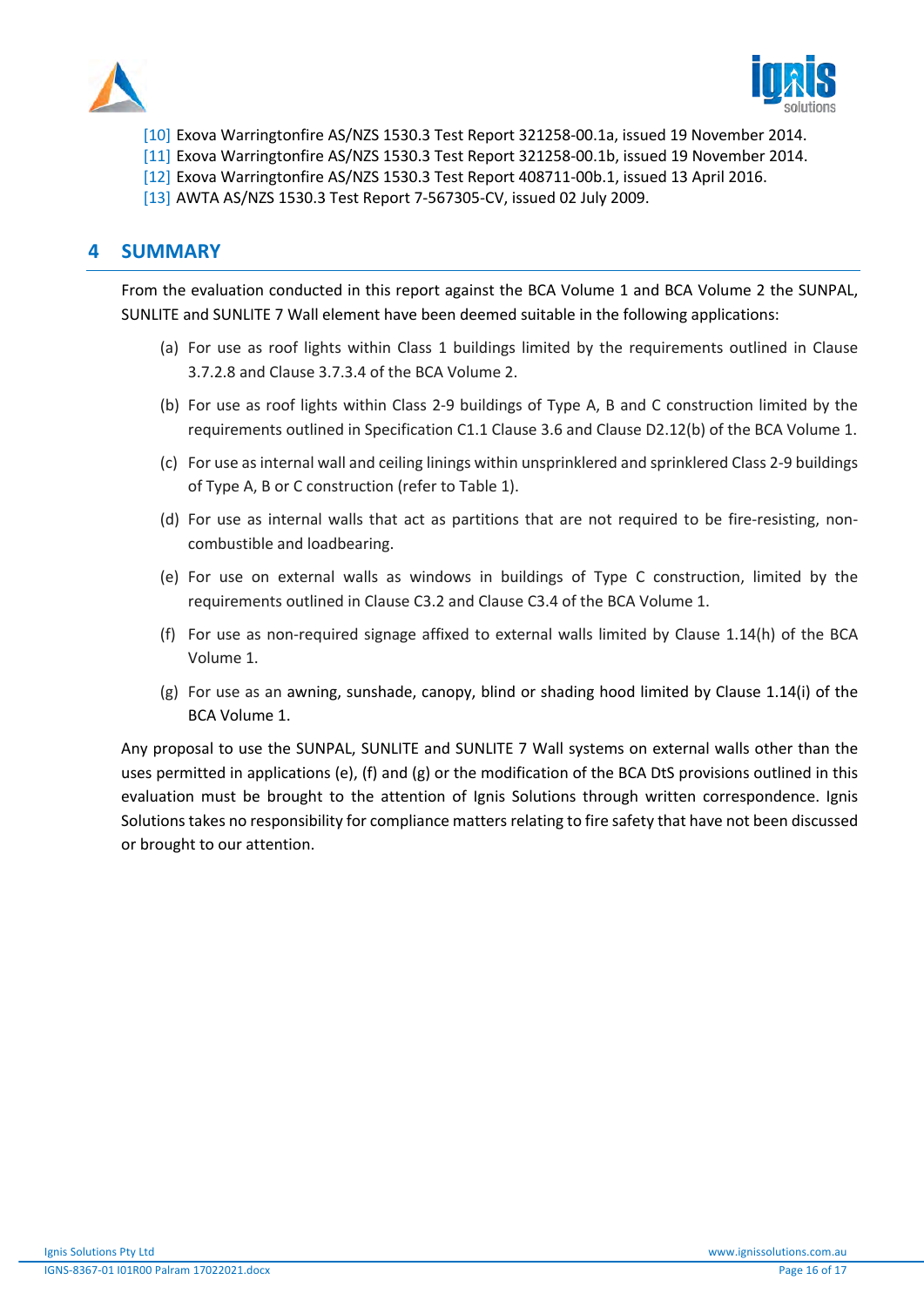[10] Exova Warringtonfire AS/NZS 1530.3 Test Report 321258-00.1a, issued 19 November 2014.
[11] Exova Warringtonfire AS/NZS 1530.3 Test Report 321258-00.1b, issued 19 November 2014.
[12] Exova Warringtonfire AS/NZS 1530.3 Test Report 408711-00b.1, issued 13 April 2016.
[13] AWTA AS/NZS 1530.3 Test Report 7-567305-CV, issued 02 July 2009.

# 4 SUMMARY

From the evaluation conducted in this report against the BCA Volume 1 and BCA Volume 2 the SUNPAL, SUNLITE and SUNLITE 7 Wall element have been deemed suitable in the following applications:

(a) For use as roof lights within Class 1 buildings limited by the requirements outlined in Clause 3.7.2.8 and Clause 3.7.3.4 of the BCA Volume 2.

(b) For use as roof lights within Class 2-9 buildings of Type A, B and C construction limited by the requirements outlined in Specification C1.1 Clause 3.6 and Clause D2.12(b) of the BCA Volume 1.

(c) For use as internal wall and ceiling linings within unsprinklered and sprinklered Class 2-9 buildings of Type A, B or C construction (refer to Table 1).

(d) For use as internal walls that act as partitions that are not required to be fire-resisting, non-combustible and loadbearing.

(e) For use on external walls as windows in buildings of Type C construction, limited by the requirements outlined in Clause C3.2 and Clause C3.4 of the BCA Volume 1.

(f) For use as non-required signage affixed to external walls limited by Clause 1.14(h) of the BCA Volume 1.

(g) For use as an awning, sunshade, canopy, blind or shading hood limited by Clause 1.14(i) of the BCA Volume 1.

Any proposal to use the SUNPAL, SUNLITE and SUNLITE 7 Wall systems on external walls other than the uses permitted in applications (e), (f) and (g) or the modification of the BCA DtS provisions outlined in this evaluation must be brought to the attention of Ignis Solutions through written correspondence. Ignis Solutions takes no responsibility for compliance matters relating to fire safety that have not been discussed or brought to our attention.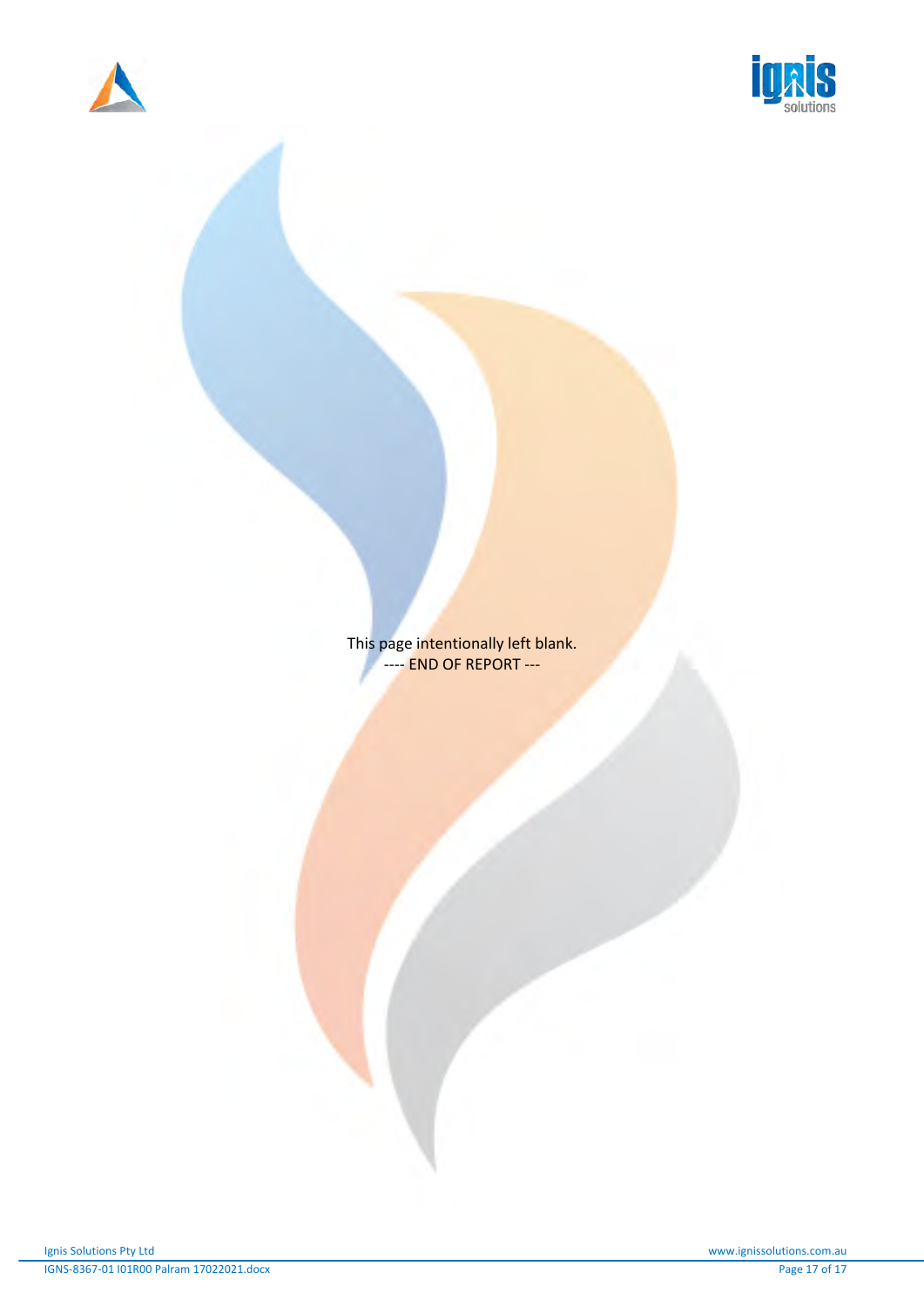This page intentionally left blank.

---- END OF REPORT ---